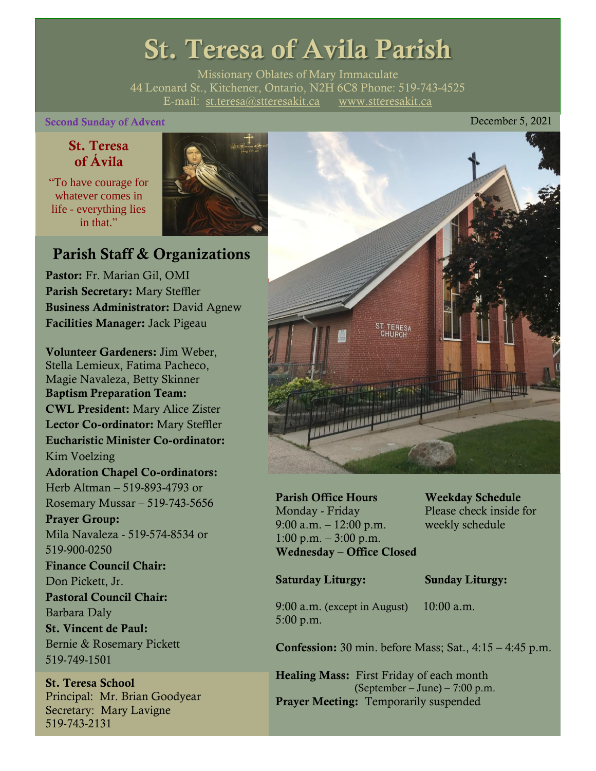# St. Teresa of Avila Parish

Missionary Oblates of Mary Immaculate
44 Leonard St., Kitchener, Ontario, N2H 6C8 Phone: 519-743-4525
E-mail: st.teresa@stteresakit.ca www.stteresakit.ca

**Second Sunday of Advent** December 5, 2021

### St. Teresa of Ávila

"To have courage for whatever comes in life - everything lies in that."

## Parish Staff & Organizations

**Pastor:** Fr. Marian Gil, OMI
**Parish Secretary:** Mary Steffler
**Business Administrator:** David Agnew
**Facilities Manager:** Jack Pigeau

**Volunteer Gardeners:** Jim Weber, Stella Lemieux, Fatima Pacheco, Magie Navaleza, Betty Skinner
**Baptism Preparation Team:**
**CWL President:** Mary Alice Zister
**Lector Co-ordinator:** Mary Steffler
**Eucharistic Minister Co-ordinator:** Kim Voelzing
**Adoration Chapel Co-ordinators:** Herb Altman – 519-893-4793 or Rosemary Mussar – 519-743-5656
**Prayer Group:** Mila Navaleza - 519-574-8534 or 519-900-0250
**Finance Council Chair:** Don Pickett, Jr.
**Pastoral Council Chair:** Barbara Daly
**St. Vincent de Paul:** Bernie & Rosemary Pickett 519-749-1501

**St. Teresa School**
Principal: Mr. Brian Goodyear
Secretary: Mary Lavigne
519-743-2131

**Parish Office Hours**
Monday - Friday
9:00 a.m. – 12:00 p.m.
1:00 p.m. – 3:00 p.m.
**Wednesday – Office Closed**

**Weekday Schedule**
Please check inside for weekly schedule

**Saturday Liturgy:**
9:00 a.m. (except in August)
5:00 p.m.

**Sunday Liturgy:**
10:00 a.m.

**Confession:** 30 min. before Mass; Sat., 4:15 – 4:45 p.m.

**Healing Mass:** First Friday of each month (September – June) – 7:00 p.m.
**Prayer Meeting:** Temporarily suspended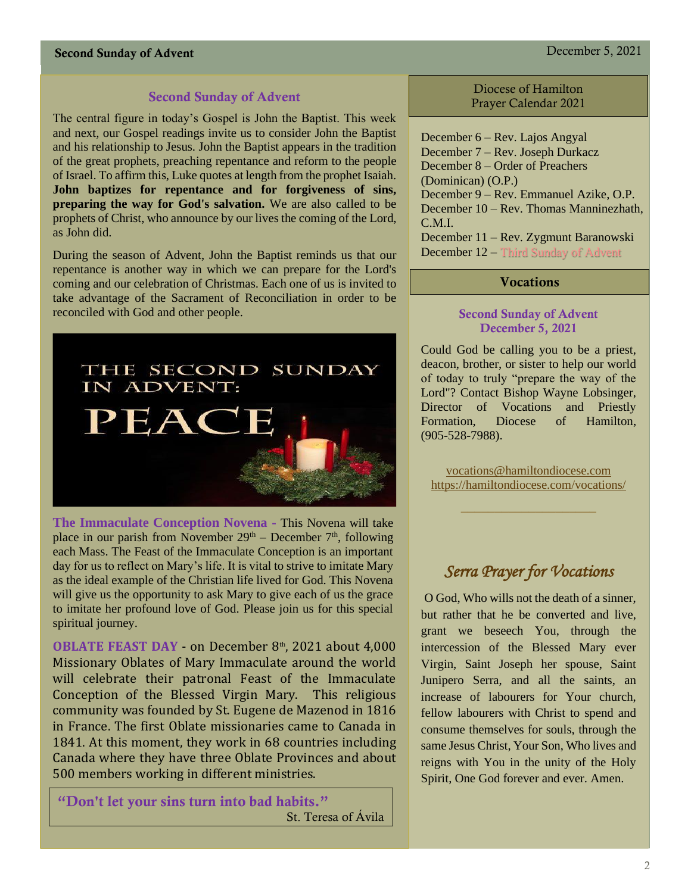## Second Sunday of Advent

The central figure in today's Gospel is John the Baptist. This week and next, our Gospel readings invite us to consider John the Baptist and his relationship to Jesus. John the Baptist appears in the tradition of the great prophets, preaching repentance and reform to the people of Israel. To affirm this, Luke quotes at length from the prophet Isaiah. **John baptizes for repentance and for forgiveness of sins, preparing the way for God's salvation.** We are also called to be prophets of Christ, who announce by our lives the coming of the Lord, as John did.

During the season of Advent, John the Baptist reminds us that our repentance is another way in which we can prepare for the Lord's coming and our celebration of Christmas. Each one of us is invited to take advantage of the Sacrament of Reconciliation in order to be reconciled with God and other people.

THE SECOND SUNDAY IN ADVENT: PEACE

**The Immaculate Conception Novena** - This Novena will take place in our parish from November 29th – December 7th, following each Mass. The Feast of the Immaculate Conception is an important day for us to reflect on Mary's life. It is vital to strive to imitate Mary as the ideal example of the Christian life lived for God. This Novena will give us the opportunity to ask Mary to give each of us the grace to imitate her profound love of God. Please join us for this special spiritual journey.

**OBLATE FEAST DAY** - on December 8th, 2021 about 4,000 Missionary Oblates of Mary Immaculate around the world will celebrate their patronal Feast of the Immaculate Conception of the Blessed Virgin Mary. This religious community was founded by St. Eugene de Mazenod in 1816 in France. The first Oblate missionaries came to Canada in 1841. At this moment, they work in 68 countries including Canada where they have three Oblate Provinces and about 500 members working in different ministries.

> **"Don't let your sins turn into bad habits."**
> St. Teresa of Ávila

## Diocese of Hamilton Prayer Calendar 2021

December 6 – Rev. Lajos Angyal
December 7 – Rev. Joseph Durkacz
December 8 – Order of Preachers (Dominican) (O.P.)
December 9 – Rev. Emmanuel Azike, O.P.
December 10 – Rev. Thomas Manninezhath, C.M.I.
December 11 – Rev. Zygmunt Baranowski
December 12 – Third Sunday of Advent

## Vocations

### Second Sunday of Advent
### December 5, 2021

Could God be calling you to be a priest, deacon, brother, or sister to help our world of today to truly "prepare the way of the Lord"? Contact Bishop Wayne Lobsinger, Director of Vocations and Priestly Formation, Diocese of Hamilton, (905-528-7988).

vocations@hamiltondiocese.com
https://hamiltondiocese.com/vocations/

## *Serra Prayer for Vocations*

O God, Who wills not the death of a sinner, but rather that he be converted and live, grant we beseech You, through the intercession of the Blessed Mary ever Virgin, Saint Joseph her spouse, Saint Junipero Serra, and all the saints, an increase of labourers for Your church, fellow labourers with Christ to spend and consume themselves for souls, through the same Jesus Christ, Your Son, Who lives and reigns with You in the unity of the Holy Spirit, One God forever and ever. Amen.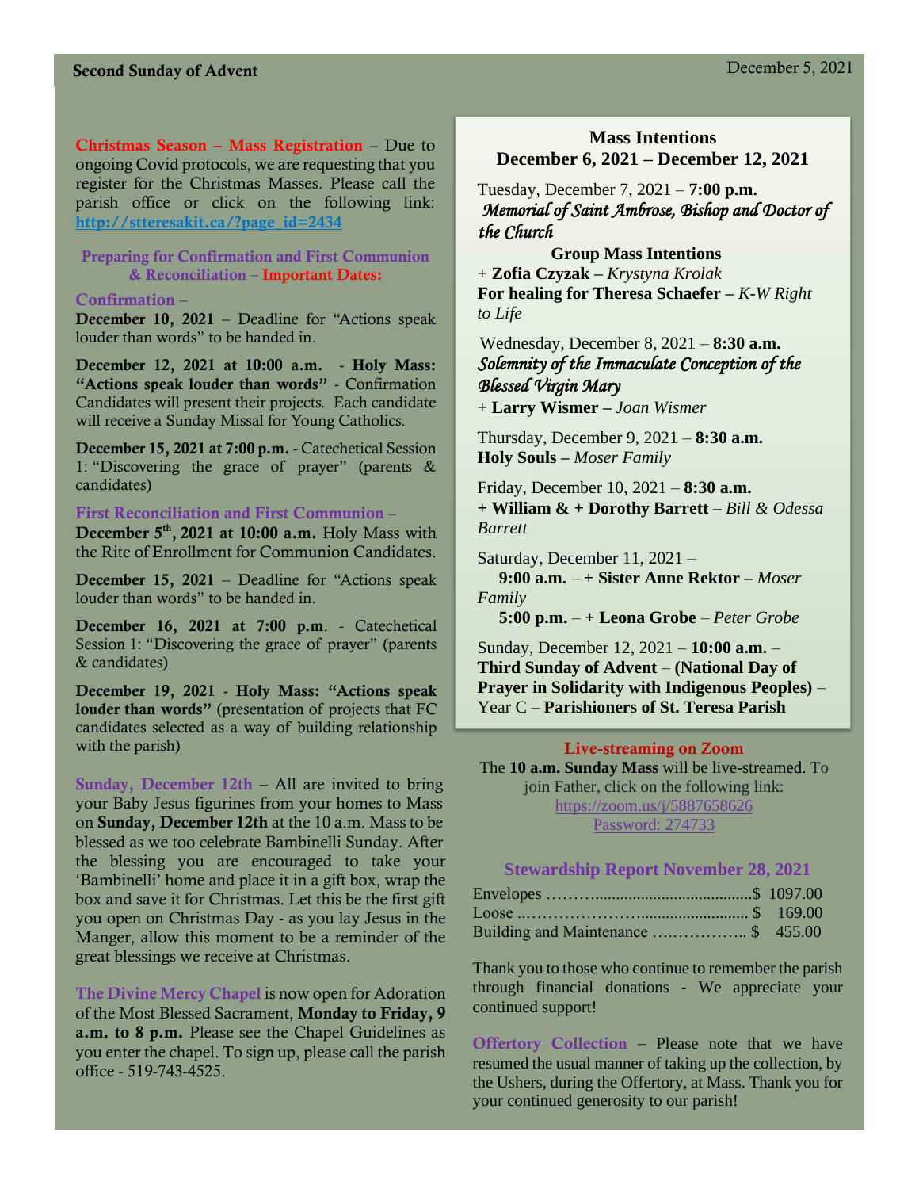**Second Sunday of Advent** December 5, 2021

**Christmas Season – Mass Registration** – Due to ongoing Covid protocols, we are requesting that you register for the Christmas Masses. Please call the parish office or click on the following link: **http://stteresakit.ca/?page_id=2434**

**Preparing for Confirmation and First Communion & Reconciliation – Important Dates:**

**Confirmation –**

**December 10, 2021** – Deadline for "Actions speak louder than words" to be handed in.

**December 12, 2021 at 10:00 a.m.** - **Holy Mass: "Actions speak louder than words"** - Confirmation Candidates will present their projects. Each candidate will receive a Sunday Missal for Young Catholics.

**December 15, 2021 at 7:00 p.m.** - Catechetical Session 1: "Discovering the grace of prayer" (parents & candidates)

**First Reconciliation and First Communion** –

**December 5th, 2021 at 10:00 a.m.** Holy Mass with the Rite of Enrollment for Communion Candidates.

**December 15, 2021** – Deadline for "Actions speak louder than words" to be handed in.

**December 16, 2021 at 7:00 p.m**. - Catechetical Session 1: "Discovering the grace of prayer" (parents & candidates)

**December 19, 2021** - **Holy Mass: "Actions speak louder than words"** (presentation of projects that FC candidates selected as a way of building relationship with the parish)

**Sunday, December 12th** – All are invited to bring your Baby Jesus figurines from your homes to Mass on **Sunday, December 12th** at the 10 a.m. Mass to be blessed as we too celebrate Bambinelli Sunday. After the blessing you are encouraged to take your 'Bambinelli' home and place it in a gift box, wrap the box and save it for Christmas. Let this be the first gift you open on Christmas Day - as you lay Jesus in the Manger, allow this moment to be a reminder of the great blessings we receive at Christmas.

**The Divine Mercy Chapel** is now open for Adoration of the Most Blessed Sacrament, **Monday to Friday, 9 a.m. to 8 p.m.** Please see the Chapel Guidelines as you enter the chapel. To sign up, please call the parish office - 519-743-4525.

## Mass Intentions
## December 6, 2021 – December 12, 2021

Tuesday, December 7, 2021 – **7:00 p.m.**
*Memorial of Saint Ambrose, Bishop and Doctor of the Church*

**Group Mass Intentions**
**+ Zofia Czyzak –** *Krystyna Krolak*
**For healing for Theresa Schaefer –** *K-W Right to Life*

Wednesday, December 8, 2021 – **8:30 a.m.**
*Solemnity of the Immaculate Conception of the Blessed Virgin Mary*
**+ Larry Wismer –** *Joan Wismer*

Thursday, December 9, 2021 – **8:30 a.m.**
**Holy Souls –** *Moser Family*

Friday, December 10, 2021 – **8:30 a.m.**
**+ William & + Dorothy Barrett –** *Bill & Odessa Barrett*

Saturday, December 11, 2021 –
**9:00 a.m.** – **+ Sister Anne Rektor –** *Moser Family*
**5:00 p.m.** – **+ Leona Grobe** – *Peter Grobe*

Sunday, December 12, 2021 – **10:00 a.m.** – **Third Sunday of Advent** – **(National Day of Prayer in Solidarity with Indigenous Peoples)** – Year C – **Parishioners of St. Teresa Parish**

**Live-streaming on Zoom**

The **10 a.m. Sunday Mass** will be live-streamed. To join Father, click on the following link:
https://zoom.us/j/5887658626
Password: 274733

**Stewardship Report November 28, 2021**

| | |
|---|---|
| Envelopes | $ 1097.00 |
| Loose | $ 169.00 |
| Building and Maintenance | $ 455.00 |

Thank you to those who continue to remember the parish through financial donations - We appreciate your continued support!

**Offertory Collection** – Please note that we have resumed the usual manner of taking up the collection, by the Ushers, during the Offertory, at Mass. Thank you for your continued generosity to our parish!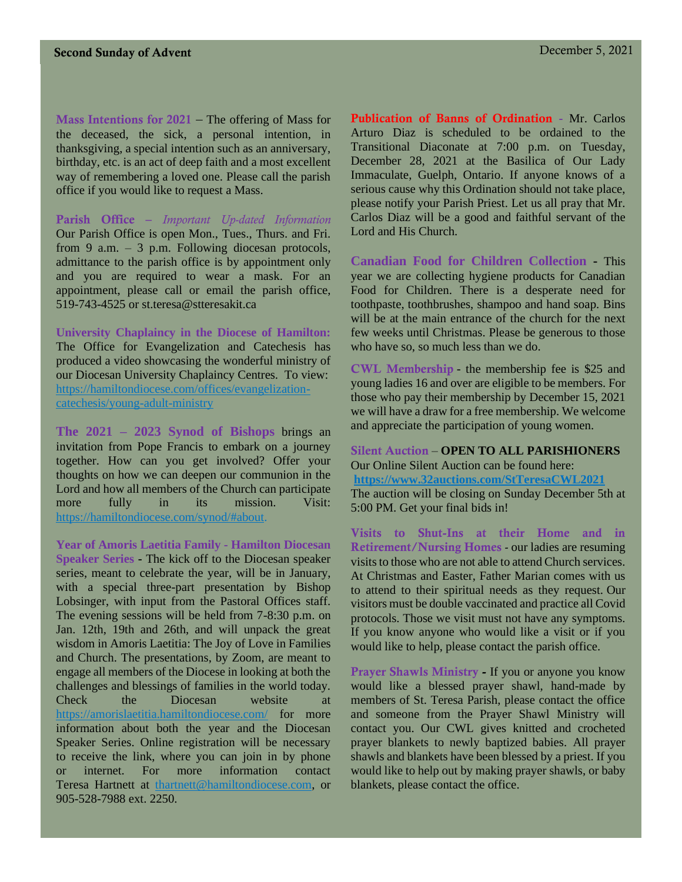**Mass Intentions for 2021** – The offering of Mass for the deceased, the sick, a personal intention, in thanksgiving, a special intention such as an anniversary, birthday, etc. is an act of deep faith and a most excellent way of remembering a loved one. Please call the parish office if you would like to request a Mass.

**Parish Office** – *Important Up-dated Information* Our Parish Office is open Mon., Tues., Thurs. and Fri. from 9 a.m. – 3 p.m. Following diocesan protocols, admittance to the parish office is by appointment only and you are required to wear a mask. For an appointment, please call or email the parish office, 519-743-4525 or st.teresa@stteresakit.ca

**University Chaplaincy in the Diocese of Hamilton:** The Office for Evangelization and Catechesis has produced a video showcasing the wonderful ministry of our Diocesan University Chaplaincy Centres. To view: https://hamiltondiocese.com/offices/evangelization-catechesis/young-adult-ministry

**The 2021 – 2023 Synod of Bishops** brings an invitation from Pope Francis to embark on a journey together. How can you get involved? Offer your thoughts on how we can deepen our communion in the Lord and how all members of the Church can participate more fully in its mission. Visit: https://hamiltondiocese.com/synod/#about.

**Year of Amoris Laetitia Family - Hamilton Diocesan Speaker Series** - The kick off to the Diocesan speaker series, meant to celebrate the year, will be in January, with a special three-part presentation by Bishop Lobsinger, with input from the Pastoral Offices staff. The evening sessions will be held from 7-8:30 p.m. on Jan. 12th, 19th and 26th, and will unpack the great wisdom in Amoris Laetitia: The Joy of Love in Families and Church. The presentations, by Zoom, are meant to engage all members of the Diocese in looking at both the challenges and blessings of families in the world today. Check the Diocesan website at https://amorislaetitia.hamiltondiocese.com/ for more information about both the year and the Diocesan Speaker Series. Online registration will be necessary to receive the link, where you can join in by phone or internet. For more information contact Teresa Hartnett at thartnett@hamiltondiocese.com, or 905-528-7988 ext. 2250.

**Publication of Banns of Ordination** - Mr. Carlos Arturo Diaz is scheduled to be ordained to the Transitional Diaconate at 7:00 p.m. on Tuesday, December 28, 2021 at the Basilica of Our Lady Immaculate, Guelph, Ontario. If anyone knows of a serious cause why this Ordination should not take place, please notify your Parish Priest. Let us all pray that Mr. Carlos Diaz will be a good and faithful servant of the Lord and His Church.

**Canadian Food for Children Collection** - This year we are collecting hygiene products for Canadian Food for Children. There is a desperate need for toothpaste, toothbrushes, shampoo and hand soap. Bins will be at the main entrance of the church for the next few weeks until Christmas. Please be generous to those who have so, so much less than we do.

**CWL Membership** - the membership fee is $25 and young ladies 16 and over are eligible to be members. For those who pay their membership by December 15, 2021 we will have a draw for a free membership. We welcome and appreciate the participation of young women.

**Silent Auction** – **OPEN TO ALL PARISHIONERS**
Our Online Silent Auction can be found here:
**https://www.32auctions.com/StTeresaCWL2021**
The auction will be closing on Sunday December 5th at 5:00 PM. Get your final bids in!

**Visits to Shut-Ins at their Home and in Retirement/Nursing Homes** - our ladies are resuming visits to those who are not able to attend Church services. At Christmas and Easter, Father Marian comes with us to attend to their spiritual needs as they request. Our visitors must be double vaccinated and practice all Covid protocols. Those we visit must not have any symptoms. If you know anyone who would like a visit or if you would like to help, please contact the parish office.

**Prayer Shawls Ministry** - If you or anyone you know would like a blessed prayer shawl, hand-made by members of St. Teresa Parish, please contact the office and someone from the Prayer Shawl Ministry will contact you. Our CWL gives knitted and crocheted prayer blankets to newly baptized babies. All prayer shawls and blankets have been blessed by a priest. If you would like to help out by making prayer shawls, or baby blankets, please contact the office.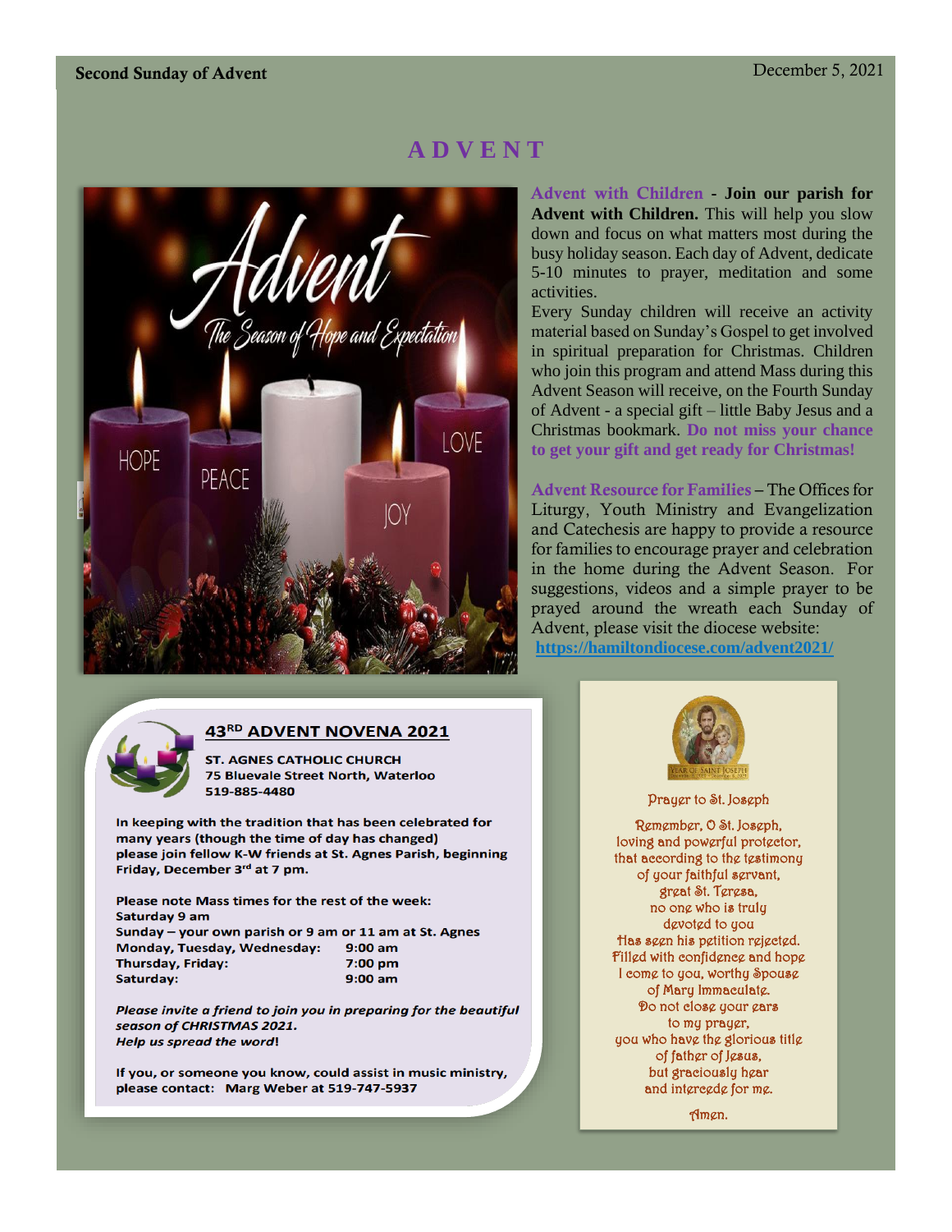Second Sunday of Advent December 5, 2021

# ADVENT

**Advent with Children** - **Join our parish for Advent with Children.** This will help you slow down and focus on what matters most during the busy holiday season. Each day of Advent, dedicate 5-10 minutes to prayer, meditation and some activities.

Every Sunday children will receive an activity material based on Sunday's Gospel to get involved in spiritual preparation for Christmas. Children who join this program and attend Mass during this Advent Season will receive, on the Fourth Sunday of Advent - a special gift – little Baby Jesus and a Christmas bookmark. **Do not miss your chance to get your gift and get ready for Christmas!**

**Advent Resource for Families** – The Offices for Liturgy, Youth Ministry and Evangelization and Catechesis are happy to provide a resource for families to encourage prayer and celebration in the home during the Advent Season. For suggestions, videos and a simple prayer to be prayed around the wreath each Sunday of Advent, please visit the diocese website: https://hamiltondiocese.com/advent2021/

## 43RD ADVENT NOVENA 2021

**ST. AGNES CATHOLIC CHURCH**
**75 Bluevale Street North, Waterloo**
**519-885-4480**

In keeping with the tradition that has been celebrated for many years (though the time of day has changed) please join fellow K-W friends at St. Agnes Parish, beginning Friday, December 3rd at 7 pm.

Please note Mass times for the rest of the week:
Saturday 9 am
Sunday – your own parish or 9 am or 11 am at St. Agnes
Monday, Tuesday, Wednesday: 9:00 am
Thursday, Friday: 7:00 pm
Saturday: 9:00 am

*Please invite a friend to join you in preparing for the beautiful season of CHRISTMAS 2021.*
*Help us spread the word!*

If you, or someone you know, could assist in music ministry, please contact: Marg Weber at 519-747-5937

### Prayer to St. Joseph

Remember, O St. Joseph,
loving and powerful protector,
that according to the testimony
of your faithful servant,
great St. Teresa,
no one who is truly
devoted to you
Has seen his petition rejected.
Filled with confidence and hope
I come to you, worthy Spouse
of Mary Immaculate.
Do not close your ears
to my prayer,
you who have the glorious title
of father of Jesus,
but graciously hear
and intercede for me.

Amen.